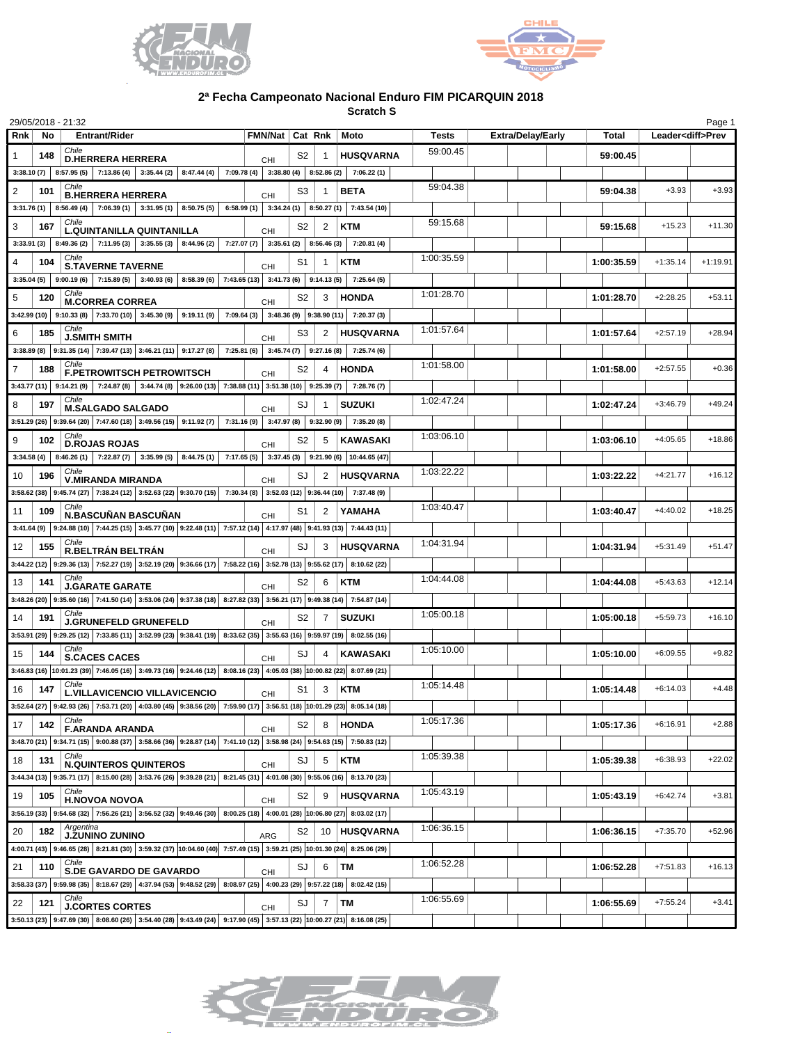## 2ª Fecha Campeonato Nacional Enduro FIM PICARQUIN 2018

### Scratch S

29/05/2018 - 21:32

| Rnk | No | Entrant/Rider | FMN/Nat | Cat | Rnk | Moto | Tests | Extra/Delay/Early | Total | Leader<diff> | Prev |
|---|---|---|---|---|---|---|---|---|---|---|---|
| 1 | 148 | Chile D.HERRERA HERRERA | CHI | S2 | 1 | HUSQVARNA | 59:00.45 | | 59:00.45 | | |
| | | 3:38.10 (7) \| 8:57.95 (5) \| 7:13.86 (4) \| 3:35.44 (2) \| 8:47.44 (4) \| 7:09.78 (4) \| 3:38.80 (4) \| 8:52.86 (2) \| 7:06.22 (1) | | | | | | | | | |
| 2 | 101 | Chile B.HERRERA HERRERA | CHI | S3 | 1 | BETA | 59:04.38 | | 59:04.38 | +3.93 | +3.93 |
| | | 3:31.76 (1) \| 8:56.49 (4) \| 7:06.39 (1) \| 3:31.95 (1) \| 8:50.75 (5) \| 6:58.99 (1) \| 3:34.24 (1) \| 8:50.27 (1) \| 7:43.54 (10) | | | | | | | | | |
| 3 | 167 | Chile L.QUINTANILLA QUINTANILLA | CHI | S2 | 2 | KTM | 59:15.68 | | 59:15.68 | +15.23 | +11.30 |
| | | 3:33.91 (3) \| 8:49.36 (2) \| 7:11.95 (3) \| 3:35.55 (3) \| 8:44.96 (2) \| 7:27.07 (7) \| 3:35.61 (2) \| 8:56.46 (3) \| 7:20.81 (4) | | | | | | | | | |
| 4 | 104 | Chile S.TAVERNE TAVERNE | CHI | S1 | 1 | KTM | 1:00:35.59 | | 1:00:35.59 | +1:35.14 | +1:19.91 |
| | | 3:35.04 (5) \| 9:00.19 (6) \| 7:15.89 (5) \| 3:40.93 (6) \| 8:58.39 (6) \| 7:43.65 (13) \| 3:41.73 (6) \| 9:14.13 (5) \| 7:25.64 (5) | | | | | | | | | |
| 5 | 120 | Chile M.CORREA CORREA | CHI | S2 | 3 | HONDA | 1:01:28.70 | | 1:01:28.70 | +2:28.25 | +53.11 |
| | | 3:42.99 (10) \| 9:10.33 (8) \| 7:33.70 (10) \| 3:45.30 (9) \| 9:19.11 (9) \| 7:09.64 (3) \| 3:48.36 (9) \| 9:38.90 (11) \| 7:20.37 (3) | | | | | | | | | |
| 6 | 185 | Chile J.SMITH SMITH | CHI | S3 | 2 | HUSQVARNA | 1:01:57.64 | | 1:01:57.64 | +2:57.19 | +28.94 |
| | | 3:38.89 (8) \| 9:31.35 (14) \| 7:39.47 (13) \| 3:46.21 (11) \| 9:17.27 (8) \| 7:25.81 (6) \| 3:45.74 (7) \| 9:27.16 (8) \| 7:25.74 (6) | | | | | | | | | |
| 7 | 188 | Chile F.PETROWITSCH PETROWITSCH | CHI | S2 | 4 | HONDA | 1:01:58.00 | | 1:01:58.00 | +2:57.55 | +0.36 |
| | | 3:43.77 (11) \| 9:14.21 (9) \| 7:24.87 (8) \| 3:44.74 (8) \| 9:26.00 (13) \| 7:38.88 (11) \| 3:51.38 (10) \| 9:25.39 (7) \| 7:28.76 (7) | | | | | | | | | |
| 8 | 197 | Chile M.SALGADO SALGADO | CHI | SJ | 1 | SUZUKI | 1:02:47.24 | | 1:02:47.24 | +3:46.79 | +49.24 |
| | | 3:51.29 (26) \| 9:39.64 (20) \| 7:47.60 (18) \| 3:49.56 (15) \| 9:11.92 (7) \| 7:31.16 (9) \| 3:47.97 (8) \| 9:32.90 (9) \| 7:35.20 (8) | | | | | | | | | |
| 9 | 102 | Chile D.ROJAS ROJAS | CHI | S2 | 5 | KAWASAKI | 1:03:06.10 | | 1:03:06.10 | +4:05.65 | +18.86 |
| | | 3:34.58 (4) \| 8:46.26 (1) \| 7:22.87 (7) \| 3:35.99 (5) \| 8:44.75 (1) \| 7:17.65 (5) \| 3:37.45 (3) \| 9:21.90 (6) \| 10:44.65 (47) | | | | | | | | | |
| 10 | 196 | Chile V.MIRANDA MIRANDA | CHI | SJ | 2 | HUSQVARNA | 1:03:22.22 | | 1:03:22.22 | +4:21.77 | +16.12 |
| | | 3:58.62 (38) \| 9:45.74 (27) \| 7:38.24 (12) \| 3:52.63 (22) \| 9:30.70 (15) \| 7:30.34 (8) \| 3:52.03 (12) \| 9:36.44 (10) \| 7:37.48 (9) | | | | | | | | | |
| 11 | 109 | Chile N.BASCUÑAN BASCUÑAN | CHI | S1 | 2 | YAMAHA | 1:03:40.47 | | 1:03:40.47 | +4:40.02 | +18.25 |
| | | 3:41.64 (9) \| 9:24.88 (10) \| 7:44.25 (15) \| 3:45.77 (10) \| 9:22.48 (11) \| 7:57.12 (14) \| 4:17.97 (48) \| 9:41.93 (13) \| 7:44.43 (11) | | | | | | | | | |
| 12 | 155 | Chile R.BELTRÁN BELTRÁN | CHI | SJ | 3 | HUSQVARNA | 1:04:31.94 | | 1:04:31.94 | +5:31.49 | +51.47 |
| | | 3:44.22 (12) \| 9:29.36 (13) \| 7:52.27 (19) \| 3:52.19 (20) \| 9:36.66 (17) \| 7:58.22 (16) \| 3:52.78 (13) \| 9:55.62 (17) \| 8:10.62 (22) | | | | | | | | | |
| 13 | 141 | Chile J.GARATE GARATE | CHI | S2 | 6 | KTM | 1:04:44.08 | | 1:04:44.08 | +5:43.63 | +12.14 |
| | | 3:48.26 (20) \| 9:35.60 (16) \| 7:41.50 (14) \| 3:53.06 (24) \| 9:37.38 (18) \| 8:27.82 (33) \| 3:56.21 (17) \| 9:49.38 (14) \| 7:54.87 (14) | | | | | | | | | |
| 14 | 191 | Chile J.GRUNEFELD GRUNEFELD | CHI | S2 | 7 | SUZUKI | 1:05:00.18 | | 1:05:00.18 | +5:59.73 | +16.10 |
| | | 3:53.91 (29) \| 9:29.25 (12) \| 7:33.85 (11) \| 3:52.99 (23) \| 9:38.41 (19) \| 8:33.62 (35) \| 3:55.63 (16) \| 9:59.97 (19) \| 8:02.55 (16) | | | | | | | | | |
| 15 | 144 | Chile S.CACES CACES | CHI | SJ | 4 | KAWASAKI | 1:05:10.00 | | 1:05:10.00 | +6:09.55 | +9.82 |
| | | 3:46.83 (16) \| 10:01.23 (39) \| 7:46.05 (16) \| 3:49.73 (16) \| 9:24.46 (12) \| 8:08.16 (23) \| 4:05.03 (38) \| 10:00.82 (22) \| 8:07.69 (21) | | | | | | | | | |
| 16 | 147 | Chile L.VILLAVICENCIO VILLAVICENCIO | CHI | S1 | 3 | KTM | 1:05:14.48 | | 1:05:14.48 | +6:14.03 | +4.48 |
| | | 3:52.64 (27) \| 9:42.93 (26) \| 7:53.71 (20) \| 4:03.80 (45) \| 9:38.56 (20) \| 7:59.90 (17) \| 3:56.51 (18) \| 10:01.29 (23) \| 8:05.14 (18) | | | | | | | | | |
| 17 | 142 | Chile F.ARANDA ARANDA | CHI | S2 | 8 | HONDA | 1:05:17.36 | | 1:05:17.36 | +6:16.91 | +2.88 |
| | | 3:48.70 (21) \| 9:34.71 (15) \| 9:00.88 (37) \| 3:58.66 (36) \| 9:28.87 (14) \| 7:41.10 (12) \| 3:58.98 (24) \| 9:54.63 (15) \| 7:50.83 (12) | | | | | | | | | |
| 18 | 131 | Chile N.QUINTEROS QUINTEROS | CHI | SJ | 5 | KTM | 1:05:39.38 | | 1:05:39.38 | +6:38.93 | +22.02 |
| | | 3:44.34 (13) \| 9:35.71 (17) \| 8:15.00 (28) \| 3:53.76 (26) \| 9:39.28 (21) \| 8:21.45 (31) \| 4:01.08 (30) \| 9:55.06 (16) \| 8:13.70 (23) | | | | | | | | | |
| 19 | 105 | Chile H.NOVOA NOVOA | CHI | S2 | 9 | HUSQVARNA | 1:05:43.19 | | 1:05:43.19 | +6:42.74 | +3.81 |
| | | 3:56.19 (33) \| 9:54.68 (32) \| 7:56.26 (21) \| 3:56.52 (32) \| 9:49.46 (30) \| 8:00.25 (18) \| 4:00.01 (28) \| 10:06.80 (27) \| 8:03.02 (17) | | | | | | | | | |
| 20 | 182 | Argentina J.ZUNINO ZUNINO | ARG | S2 | 10 | HUSQVARNA | 1:06:36.15 | | 1:06:36.15 | +7:35.70 | +52.96 |
| | | 4:00.71 (43) \| 9:46.65 (28) \| 8:21.81 (30) \| 3:59.32 (37) \| 10:04.60 (40) \| 7:57.49 (15) \| 3:59.21 (25) \| 10:01.30 (24) \| 8:25.06 (29) | | | | | | | | | |
| 21 | 110 | Chile S.DE GAVARDO DE GAVARDO | CHI | SJ | 6 | TM | 1:06:52.28 | | 1:06:52.28 | +7:51.83 | +16.13 |
| | | 3:58.33 (37) \| 9:59.98 (35) \| 8:18.67 (29) \| 4:37.94 (53) \| 9:48.52 (29) \| 8:08.97 (25) \| 4:00.23 (29) \| 9:57.22 (18) \| 8:02.42 (15) | | | | | | | | | |
| 22 | 121 | Chile J.CORTES CORTES | CHI | SJ | 7 | TM | 1:06:55.69 | | 1:06:55.69 | +7:55.24 | +3.41 |
| | | 3:50.13 (23) \| 9:47.69 (30) \| 8:08.60 (26) \| 3:54.40 (28) \| 9:43.49 (24) \| 9:17.90 (45) \| 3:57.13 (22) \| 10:00.27 (21) \| 8:16.08 (25) | | | | | | | | | |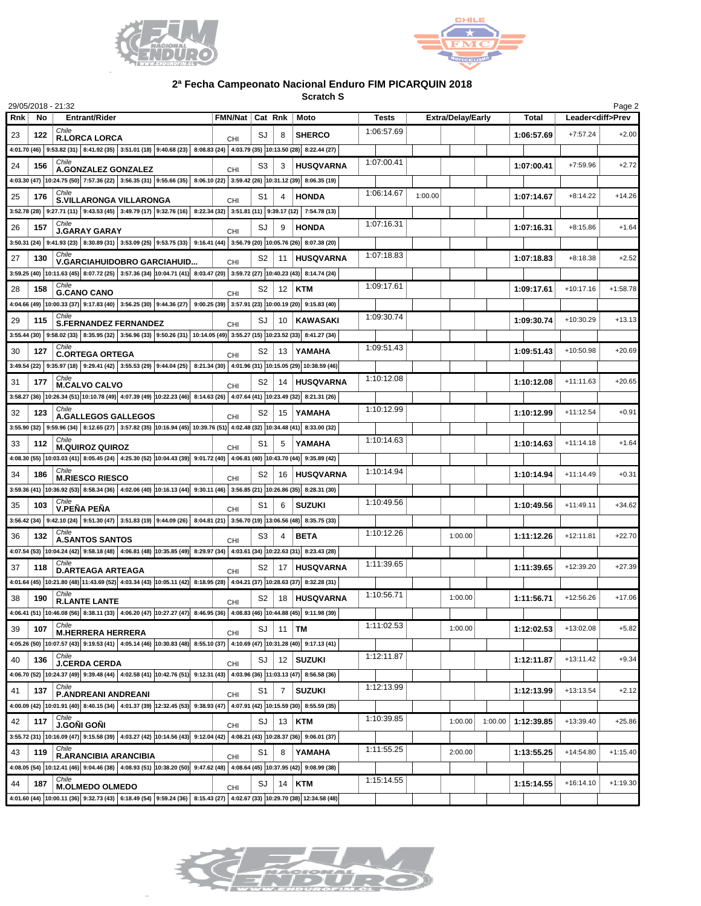## 2ª Fecha Campeonato Nacional Enduro FIM PICARQUIN 2018

**Scratch S**

29/05/2018 - 21:32

| Rnk | No | Entrant/Rider | FMN/Nat | Cat | Rnk | Moto | Tests | Extra/Delay/Early | | | Total | Leader<diff>Prev | |
|---|---|---|---|---|---|---|---|---|---|---|---|---|---|
| 23 | 122 | Chile **R.LORCA LORCA** | CHI | SJ | 8 | **SHERCO** | 1:06:57.69 | | | | **1:06:57.69** | +7:57.24 | +2.00 |
| 4:01.70 (46) 9:53.82 (31) 8:41.92 (35) 3:51.01 (18) 9:40.68 (23) 8:08.83 (24) 4:03.79 (35) 10:13.50 (28) 8:22.44 (27) | | | | | | | | | | | | | |
| 24 | 156 | Chile **A.GONZALEZ GONZALEZ** | CHI | S3 | 3 | **HUSQVARNA** | 1:07:00.41 | | | | **1:07:00.41** | +7:59.96 | +2.72 |
| 4:03.30 (47) 10:24.75 (50) 7:57.36 (22) 3:56.35 (31) 9:55.66 (35) 8:06.10 (22) 3:59.42 (26) 10:31.12 (39) 8:06.35 (19) | | | | | | | | | | | | | |
| 25 | 176 | Chile **S.VILLARONGA VILLARONGA** | CHI | S1 | 4 | **HONDA** | 1:06:14.67 | 1:00.00 | | | **1:07:14.67** | +8:14.22 | +14.26 |
| 3:52.78 (28) 9:27.71 (11) 9:43.53 (45) 3:49.79 (17) 9:32.76 (16) 8:22.34 (32) 3:51.81 (11) 9:39.17 (12) 7:54.78 (13) | | | | | | | | | | | | | |
| 26 | 157 | Chile **J.GARAY GARAY** | CHI | SJ | 9 | **HONDA** | 1:07:16.31 | | | | **1:07:16.31** | +8:15.86 | +1.64 |
| 3:50.31 (24) 9:41.93 (23) 8:30.89 (31) 3:53.09 (25) 9:53.75 (33) 9:16.41 (44) 3:56.79 (20) 10:05.76 (26) 8:07.38 (20) | | | | | | | | | | | | | |
| 27 | 130 | Chile **V.GARCIAHUIDOBRO GARCIAHUID...** | CHI | S2 | 11 | **HUSQVARNA** | 1:07:18.83 | | | | **1:07:18.83** | +8:18.38 | +2.52 |
| 3:59.25 (40) 10:11.63 (45) 8:07.72 (25) 3:57.36 (34) 10:04.71 (41) 8:03.47 (20) 3:59.72 (27) 10:40.23 (43) 8:14.74 (24) | | | | | | | | | | | | | |
| 28 | 158 | Chile **G.CANO CANO** | CHI | S2 | 12 | **KTM** | 1:09:17.61 | | | | **1:09:17.61** | +10:17.16 | +1:58.78 |
| 4:04.66 (49) 10:00.33 (37) 9:17.83 (40) 3:56.25 (30) 9:44.36 (27) 9:00.25 (39) 3:57.91 (23) 10:00.19 (20) 9:15.83 (40) | | | | | | | | | | | | | |
| 29 | 115 | Chile **S.FERNANDEZ FERNANDEZ** | CHI | SJ | 10 | **KAWASAKI** | 1:09:30.74 | | | | **1:09:30.74** | +10:30.29 | +13.13 |
| 3:55.44 (30) 9:58.02 (33) 8:35.95 (32) 3:56.96 (33) 9:50.26 (31) 10:14.05 (49) 3:55.27 (15) 10:23.52 (33) 8:41.27 (34) | | | | | | | | | | | | | |
| 30 | 127 | Chile **C.ORTEGA ORTEGA** | CHI | S2 | 13 | **YAMAHA** | 1:09:51.43 | | | | **1:09:51.43** | +10:50.98 | +20.69 |
| 3:49.54 (22) 9:35.97 (18) 9:29.41 (42) 3:55.53 (29) 9:44.04 (25) 8:21.34 (30) 4:01.96 (31) 10:15.05 (29) 10:38.59 (46) | | | | | | | | | | | | | |
| 31 | 177 | Chile **M.CALVO CALVO** | CHI | S2 | 14 | **HUSQVARNA** | 1:10:12.08 | | | | **1:10:12.08** | +11:11.63 | +20.65 |
| 3:58.27 (36) 10:26.34 (51) 10:10.78 (49) 4:07.39 (49) 10:22.23 (46) 8:14.63 (26) 4:07.64 (41) 10:23.49 (32) 8:21.31 (26) | | | | | | | | | | | | | |
| 32 | 123 | Chile **A.GALLEGOS GALLEGOS** | CHI | S2 | 15 | **YAMAHA** | 1:10:12.99 | | | | **1:10:12.99** | +11:12.54 | +0.91 |
| 3:55.90 (32) 9:59.96 (34) 8:12.65 (27) 3:57.82 (35) 10:16.94 (45) 10:39.76 (51) 4:02.48 (32) 10:34.48 (41) 8:33.00 (32) | | | | | | | | | | | | | |
| 33 | 112 | Chile **M.QUIROZ QUIROZ** | CHI | S1 | 5 | **YAMAHA** | 1:10:14.63 | | | | **1:10:14.63** | +11:14.18 | +1.64 |
| 4:08.30 (55) 10:03.03 (41) 8:05.45 (24) 4:25.30 (52) 10:04.43 (39) 9:01.72 (40) 4:06.81 (40) 10:43.70 (44) 9:35.89 (42) | | | | | | | | | | | | | |
| 34 | 186 | Chile **M.RIESCO RIESCO** | CHI | S2 | 16 | **HUSQVARNA** | 1:10:14.94 | | | | **1:10:14.94** | +11:14.49 | +0.31 |
| 3:59.36 (41) 10:36.92 (53) 8:58.34 (36) 4:02.06 (40) 10:16.13 (44) 9:30.11 (46) 3:56.85 (21) 10:26.86 (35) 8:28.31 (30) | | | | | | | | | | | | | |
| 35 | 103 | Chile **V.PEÑA PEÑA** | CHI | S1 | 6 | **SUZUKI** | 1:10:49.56 | | | | **1:10:49.56** | +11:49.11 | +34.62 |
| 3:56.42 (34) 9:42.10 (24) 9:51.30 (47) 3:51.83 (19) 9:44.09 (26) 8:04.81 (21) 3:56.70 (19) 13:06.56 (48) 8:35.75 (33) | | | | | | | | | | | | | |
| 36 | 132 | Chile **A.SANTOS SANTOS** | CHI | S3 | 4 | **BETA** | 1:10:12.26 | | 1:00.00 | | **1:11:12.26** | +12:11.81 | +22.70 |
| 4:07.54 (53) 10:04.24 (42) 9:58.18 (48) 4:06.81 (48) 10:35.85 (49) 8:29.97 (34) 4:03.61 (34) 10:22.63 (31) 8:23.43 (28) | | | | | | | | | | | | | |
| 37 | 118 | Chile **D.ARTEAGA ARTEAGA** | CHI | S2 | 17 | **HUSQVARNA** | 1:11:39.65 | | | | **1:11:39.65** | +12:39.20 | +27.39 |
| 4:01.64 (45) 10:21.80 (48) 11:43.69 (52) 4:03.34 (43) 10:05.11 (42) 8:18.95 (28) 4:04.21 (37) 10:28.63 (37) 8:32.28 (31) | | | | | | | | | | | | | |
| 38 | 190 | Chile **R.LANTE LANTE** | CHI | S2 | 18 | **HUSQVARNA** | 1:10:56.71 | | 1:00.00 | | **1:11:56.71** | +12:56.26 | +17.06 |
| 4:06.41 (51) 10:46.08 (56) 8:38.11 (33) 4:06.20 (47) 10:27.27 (47) 8:46.95 (36) 4:08.83 (46) 10:44.88 (45) 9:11.98 (39) | | | | | | | | | | | | | |
| 39 | 107 | Chile **M.HERRERA HERRERA** | CHI | SJ | 11 | **TM** | 1:11:02.53 | | 1:00.00 | | **1:12:02.53** | +13:02.08 | +5.82 |
| 4:05.26 (50) 10:07.57 (43) 9:19.53 (41) 4:05.14 (46) 10:30.83 (48) 8:55.10 (37) 4:10.69 (47) 10:31.28 (40) 9:17.13 (41) | | | | | | | | | | | | | |
| 40 | 136 | Chile **J.CERDA CERDA** | CHI | SJ | 12 | **SUZUKI** | 1:12:11.87 | | | | **1:12:11.87** | +13:11.42 | +9.34 |
| 4:06.70 (52) 10:24.37 (49) 9:39.48 (44) 4:02.58 (41) 10:42.76 (51) 9:12.31 (43) 4:03.96 (36) 11:03.13 (47) 8:56.58 (36) | | | | | | | | | | | | | |
| 41 | 137 | Chile **P.ANDREANI ANDREANI** | CHI | S1 | 7 | **SUZUKI** | 1:12:13.99 | | | | **1:12:13.99** | +13:13.54 | +2.12 |
| 4:00.09 (42) 10:01.91 (40) 8:40.15 (34) 4:01.37 (39) 12:32.45 (53) 9:38.93 (47) 4:07.91 (42) 10:15.59 (30) 8:55.59 (35) | | | | | | | | | | | | | |
| 42 | 117 | Chile **J.GOÑI GOÑI** | CHI | SJ | 13 | **KTM** | 1:10:39.85 | | 1:00.00 | 1:00.00 | **1:12:39.85** | +13:39.40 | +25.86 |
| 3:55.72 (31) 10:16.09 (47) 9:15.58 (39) 4:03.27 (42) 10:14.56 (43) 9:12.04 (42) 4:08.21 (43) 10:28.37 (36) 9:06.01 (37) | | | | | | | | | | | | | |
| 43 | 119 | Chile **R.ARANCIBIA ARANCIBIA** | CHI | S1 | 8 | **YAMAHA** | 1:11:55.25 | | 2:00.00 | | **1:13:55.25** | +14:54.80 | +1:15.40 |
| 4:08.05 (54) 10:12.41 (46) 9:04.46 (38) 4:08.93 (51) 10:38.20 (50) 9:47.62 (48) 4:08.64 (45) 10:37.95 (42) 9:08.99 (38) | | | | | | | | | | | | | |
| 44 | 187 | Chile **M.OLMEDO OLMEDO** | CHI | SJ | 14 | **KTM** | 1:15:14.55 | | | | **1:15:14.55** | +16:14.10 | +1:19.30 |
| 4:01.60 (44) 10:00.11 (36) 9:32.73 (43) 6:18.49 (54) 9:59.24 (36) 8:15.43 (27) 4:02.67 (33) 10:29.70 (38) 12:34.58 (48) | | | | | | | | | | | | | |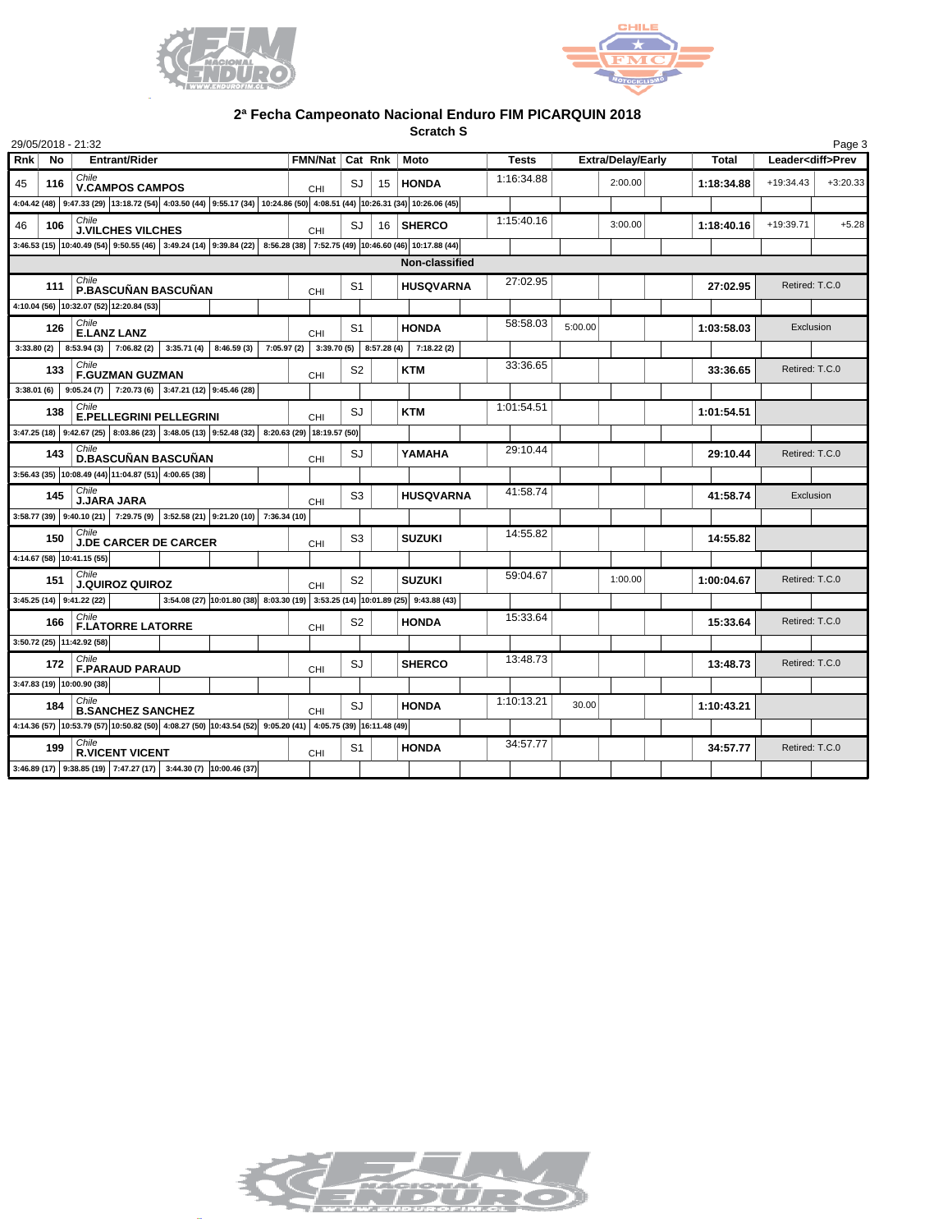## 2ª Fecha Campeonato Nacional Enduro FIM PICARQUIN 2018

**Scratch S**

29/05/2018 - 21:32

| Rnk | No | Entrant/Rider | FMN/Nat | Cat | Rnk | Moto | Tests | Extra/Delay/Early | | Total | Leader<diff>Prev | |
|---|---|---|---|---|---|---|---|---|---|---|---|---|
| 45 | 116 | Chile **V.CAMPOS CAMPOS** | CHI | SJ | 15 | **HONDA** | 1:16:34.88 | | 2:00.00 | **1:18:34.88** | +19:34.43 | +3:20.33 |
| | | 4:04.42 (48) · 9:47.33 (29) · 13:18.72 (54) · 4:03.50 (44) · 9:55.17 (34) · 10:24.86 (50) · 4:08.51 (44) · 10:26.31 (34) · 10:26.06 (45) | | | | | | | | | | |
| 46 | 106 | Chile **J.VILCHES VILCHES** | CHI | SJ | 16 | **SHERCO** | 1:15:40.16 | | 3:00.00 | **1:18:40.16** | +19:39.71 | +5.28 |
| | | 3:46.53 (15) · 10:40.49 (54) · 9:50.55 (46) · 3:49.24 (14) · 9:39.84 (22) · 8:56.28 (38) · 7:52.75 (49) · 10:46.60 (46) · 10:17.88 (44) | | | | | | | | | | |
| | | | | | | **Non-classified** | | | | | | |
| | 111 | Chile **P.BASCUÑAN BASCUÑAN** | CHI | S1 | | **HUSQVARNA** | 27:02.95 | | | **27:02.95** | Retired: T.C.0 | |
| | | 4:10.04 (56) · 10:32.07 (52) · 12:20.84 (53) | | | | | | | | | | |
| | 126 | Chile **E.LANZ LANZ** | CHI | S1 | | **HONDA** | 58:58.03 | 5:00.00 | | **1:03:58.03** | Exclusion | |
| | | 3:33.80 (2) · 8:53.94 (3) · 7:06.82 (2) · 3:35.71 (4) · 8:46.59 (3) · 7:05.97 (2) · 3:39.70 (5) · 8:57.28 (4) · 7:18.22 (2) | | | | | | | | | | |
| | 133 | Chile **F.GUZMAN GUZMAN** | CHI | S2 | | **KTM** | 33:36.65 | | | **33:36.65** | Retired: T.C.0 | |
| | | 3:38.01 (6) · 9:05.24 (7) · 7:20.73 (6) · 3:47.21 (12) · 9:45.46 (28) | | | | | | | | | | |
| | 138 | Chile **E.PELLEGRINI PELLEGRINI** | CHI | SJ | | **KTM** | 1:01:54.51 | | | **1:01:54.51** | | |
| | | 3:47.25 (18) · 9:42.67 (25) · 8:03.86 (23) · 3:48.05 (13) · 9:52.48 (32) · 8:20.63 (29) · 18:19.57 (50) | | | | | | | | | | |
| | 143 | Chile **D.BASCUÑAN BASCUÑAN** | CHI | SJ | | **YAMAHA** | 29:10.44 | | | **29:10.44** | Retired: T.C.0 | |
| | | 3:56.43 (35) · 10:08.49 (44) · 11:04.87 (51) · 4:00.65 (38) | | | | | | | | | | |
| | 145 | Chile **J.JARA JARA** | CHI | S3 | | **HUSQVARNA** | 41:58.74 | | | **41:58.74** | Exclusion | |
| | | 3:58.77 (39) · 9:40.10 (21) · 7:29.75 (9) · 3:52.58 (21) · 9:21.20 (10) · 7:36.34 (10) | | | | | | | | | | |
| | 150 | Chile **J.DE CARCER DE CARCER** | CHI | S3 | | **SUZUKI** | 14:55.82 | | | **14:55.82** | | |
| | | 4:14.67 (58) · 10:41.15 (55) | | | | | | | | | | |
| | 151 | Chile **J.QUIROZ QUIROZ** | CHI | S2 | | **SUZUKI** | 59:04.67 | | 1:00.00 | **1:00:04.67** | Retired: T.C.0 | |
| | | 3:45.25 (14) · 9:41.22 (22) · · 3:54.08 (27) · 10:01.80 (38) · 8:03.30 (19) · 3:53.25 (14) · 10:01.89 (25) · 9:43.88 (43) | | | | | | | | | | |
| | 166 | Chile **F.LATORRE LATORRE** | CHI | S2 | | **HONDA** | 15:33.64 | | | **15:33.64** | Retired: T.C.0 | |
| | | 3:50.72 (25) · 11:42.92 (58) | | | | | | | | | | |
| | 172 | Chile **F.PARAUD PARAUD** | CHI | SJ | | **SHERCO** | 13:48.73 | | | **13:48.73** | Retired: T.C.0 | |
| | | 3:47.83 (19) · 10:00.90 (38) | | | | | | | | | | |
| | 184 | Chile **B.SANCHEZ SANCHEZ** | CHI | SJ | | **HONDA** | 1:10:13.21 | 30.00 | | **1:10:43.21** | | |
| | | 4:14.36 (57) · 10:53.79 (57) · 10:50.82 (50) · 4:08.27 (50) · 10:43.54 (52) · 9:05.20 (41) · 4:05.75 (39) · 16:11.48 (49) | | | | | | | | | | |
| | 199 | Chile **R.VICENT VICENT** | CHI | S1 | | **HONDA** | 34:57.77 | | | **34:57.77** | Retired: T.C.0 | |
| | | 3:46.89 (17) · 9:38.85 (19) · 7:47.27 (17) · 3:44.30 (7) · 10:00.46 (37) | | | | | | | | | | |